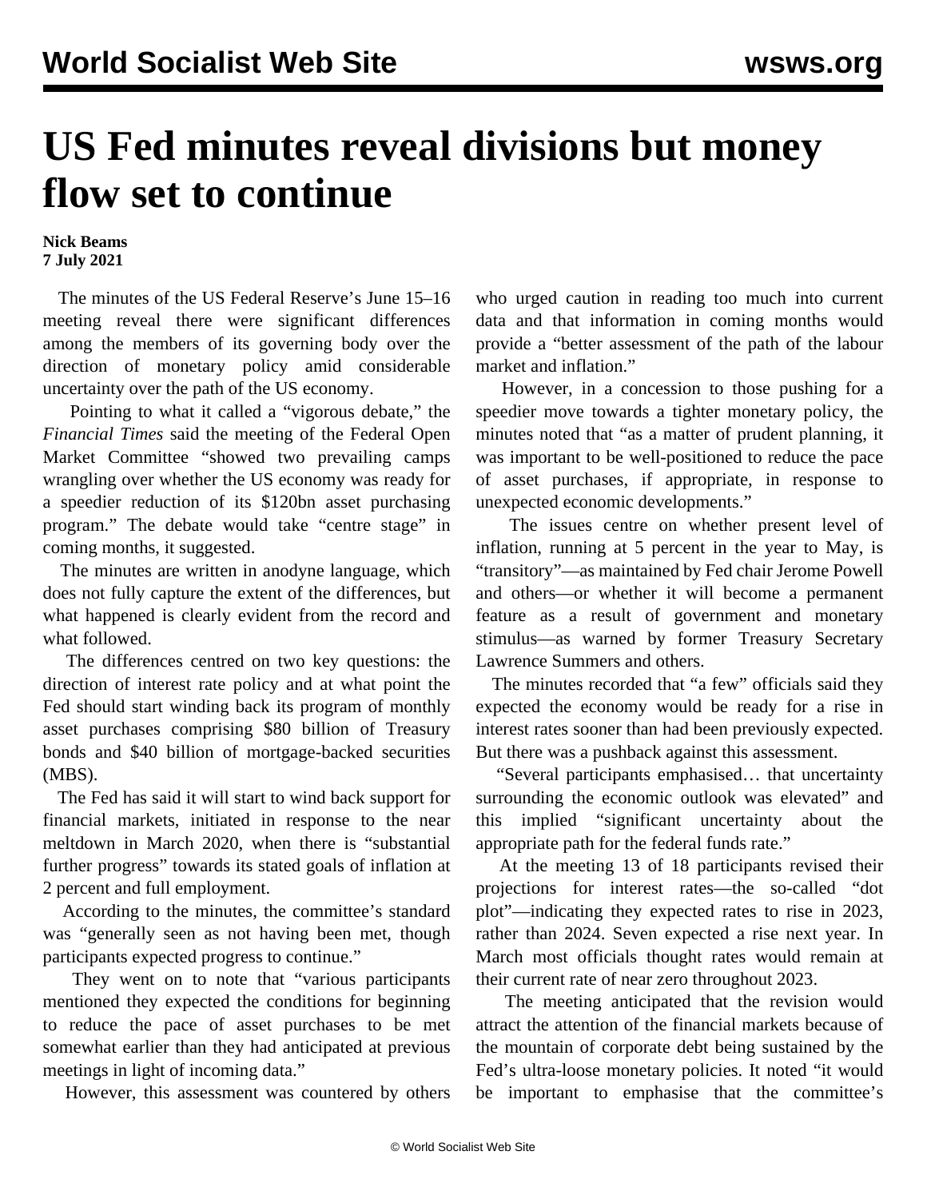# US Fed minutes reveal divisions but money flow set to continue

**Nick Beams**
**7 July 2021**

The minutes of the US Federal Reserve's June 15–16 meeting reveal there were significant differences among the members of its governing body over the direction of monetary policy amid considerable uncertainty over the path of the US economy.

Pointing to what it called a "vigorous debate," the *Financial Times* said the meeting of the Federal Open Market Committee "showed two prevailing camps wrangling over whether the US economy was ready for a speedier reduction of its $120bn asset purchasing program." The debate would take "centre stage" in coming months, it suggested.

The minutes are written in anodyne language, which does not fully capture the extent of the differences, but what happened is clearly evident from the record and what followed.

The differences centred on two key questions: the direction of interest rate policy and at what point the Fed should start winding back its program of monthly asset purchases comprising $80 billion of Treasury bonds and $40 billion of mortgage-backed securities (MBS).

The Fed has said it will start to wind back support for financial markets, initiated in response to the near meltdown in March 2020, when there is "substantial further progress" towards its stated goals of inflation at 2 percent and full employment.

According to the minutes, the committee's standard was "generally seen as not having been met, though participants expected progress to continue."

They went on to note that "various participants mentioned they expected the conditions for beginning to reduce the pace of asset purchases to be met somewhat earlier than they had anticipated at previous meetings in light of incoming data."

However, this assessment was countered by others who urged caution in reading too much into current data and that information in coming months would provide a "better assessment of the path of the labour market and inflation."

However, in a concession to those pushing for a speedier move towards a tighter monetary policy, the minutes noted that "as a matter of prudent planning, it was important to be well-positioned to reduce the pace of asset purchases, if appropriate, in response to unexpected economic developments."

The issues centre on whether present level of inflation, running at 5 percent in the year to May, is "transitory"—as maintained by Fed chair Jerome Powell and others—or whether it will become a permanent feature as a result of government and monetary stimulus—as warned by former Treasury Secretary Lawrence Summers and others.

The minutes recorded that "a few" officials said they expected the economy would be ready for a rise in interest rates sooner than had been previously expected. But there was a pushback against this assessment.

"Several participants emphasised… that uncertainty surrounding the economic outlook was elevated" and this implied "significant uncertainty about the appropriate path for the federal funds rate."

At the meeting 13 of 18 participants revised their projections for interest rates—the so-called "dot plot"—indicating they expected rates to rise in 2023, rather than 2024. Seven expected a rise next year. In March most officials thought rates would remain at their current rate of near zero throughout 2023.

The meeting anticipated that the revision would attract the attention of the financial markets because of the mountain of corporate debt being sustained by the Fed's ultra-loose monetary policies. It noted "it would be important to emphasise that the committee's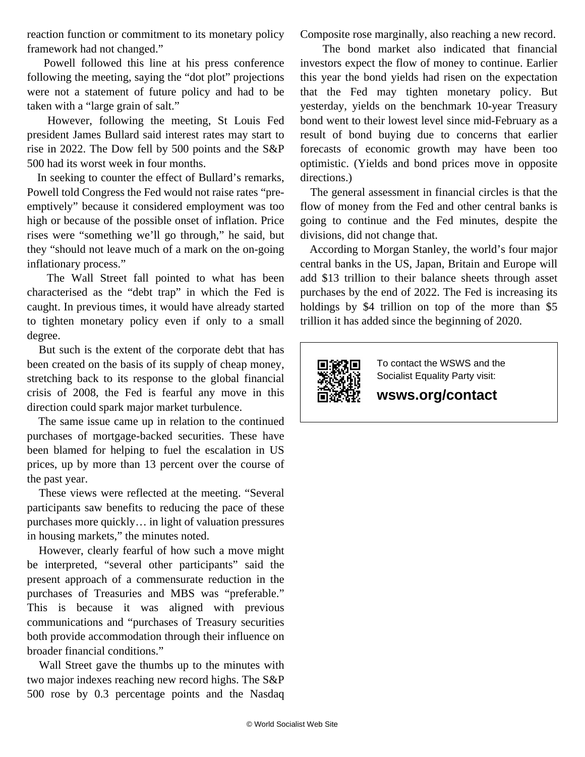reaction function or commitment to its monetary policy framework had not changed."

Powell followed this line at his press conference following the meeting, saying the "dot plot" projections were not a statement of future policy and had to be taken with a "large grain of salt."

However, following the meeting, St Louis Fed president James Bullard said interest rates may start to rise in 2022. The Dow fell by 500 points and the S&P 500 had its worst week in four months.

In seeking to counter the effect of Bullard's remarks, Powell told Congress the Fed would not raise rates "pre-emptively" because it considered employment was too high or because of the possible onset of inflation. Price rises were "something we'll go through," he said, but they "should not leave much of a mark on the on-going inflationary process."

The Wall Street fall pointed to what has been characterised as the "debt trap" in which the Fed is caught. In previous times, it would have already started to tighten monetary policy even if only to a small degree.

But such is the extent of the corporate debt that has been created on the basis of its supply of cheap money, stretching back to its response to the global financial crisis of 2008, the Fed is fearful any move in this direction could spark major market turbulence.

The same issue came up in relation to the continued purchases of mortgage-backed securities. These have been blamed for helping to fuel the escalation in US prices, up by more than 13 percent over the course of the past year.

These views were reflected at the meeting. "Several participants saw benefits to reducing the pace of these purchases more quickly… in light of valuation pressures in housing markets," the minutes noted.

However, clearly fearful of how such a move might be interpreted, "several other participants" said the present approach of a commensurate reduction in the purchases of Treasuries and MBS was "preferable." This is because it was aligned with previous communications and "purchases of Treasury securities both provide accommodation through their influence on broader financial conditions."

Wall Street gave the thumbs up to the minutes with two major indexes reaching new record highs. The S&P 500 rose by 0.3 percentage points and the Nasdaq Composite rose marginally, also reaching a new record.

The bond market also indicated that financial investors expect the flow of money to continue. Earlier this year the bond yields had risen on the expectation that the Fed may tighten monetary policy. But yesterday, yields on the benchmark 10-year Treasury bond went to their lowest level since mid-February as a result of bond buying due to concerns that earlier forecasts of economic growth may have been too optimistic. (Yields and bond prices move in opposite directions.)

The general assessment in financial circles is that the flow of money from the Fed and other central banks is going to continue and the Fed minutes, despite the divisions, did not change that.

According to Morgan Stanley, the world's four major central banks in the US, Japan, Britain and Europe will add $13 trillion to their balance sheets through asset purchases by the end of 2022. The Fed is increasing its holdings by $4 trillion on top of the more than $5 trillion it has added since the beginning of 2020.

To contact the WSWS and the Socialist Equality Party visit:

**wsws.org/contact**